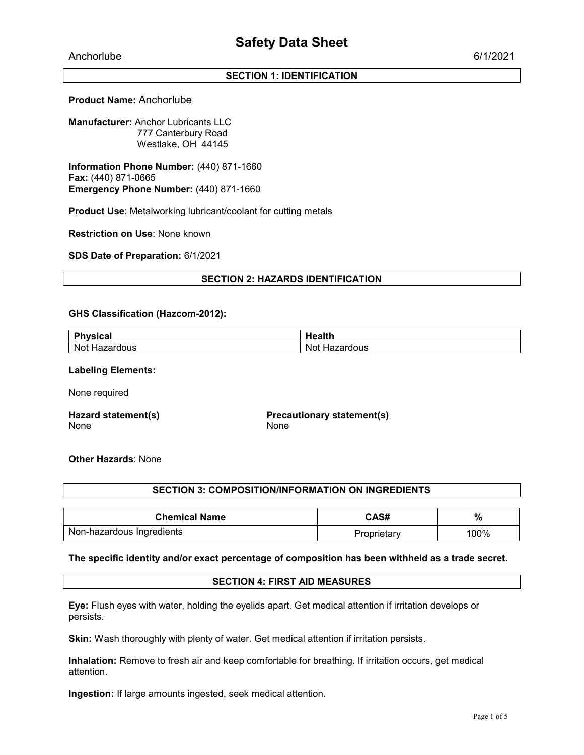# Safety Data Sheet

Anchorlube 6/1/2021

## SECTION 1: IDENTIFICATION

**Product Name:** Anchorlube

**Manufacturer:** Anchor Lubricants LLC
777 Canterbury Road
Westlake, OH 44145

**Information Phone Number:** (440) 871-1660
**Fax:** (440) 871-0665
**Emergency Phone Number:** (440) 871-1660

**Product Use**: Metalworking lubricant/coolant for cutting metals

**Restriction on Use**: None known

**SDS Date of Preparation:** 6/1/2021

## SECTION 2: HAZARDS IDENTIFICATION

**GHS Classification (Hazcom-2012):**

| Physical | Health |
|---|---|
| Not Hazardous | Not Hazardous |

**Labeling Elements:**

None required

**Hazard statement(s)**
None

**Precautionary statement(s)**
None

**Other Hazards**: None

## SECTION 3: COMPOSITION/INFORMATION ON INGREDIENTS

| Chemical Name | CAS# | % |
|---|---|---|
| Non-hazardous Ingredients | Proprietary | 100% |

**The specific identity and/or exact percentage of composition has been withheld as a trade secret.**

## SECTION 4: FIRST AID MEASURES

**Eye:** Flush eyes with water, holding the eyelids apart. Get medical attention if irritation develops or persists.

**Skin:** Wash thoroughly with plenty of water. Get medical attention if irritation persists.

**Inhalation:** Remove to fresh air and keep comfortable for breathing. If irritation occurs, get medical attention.

**Ingestion:** If large amounts ingested, seek medical attention.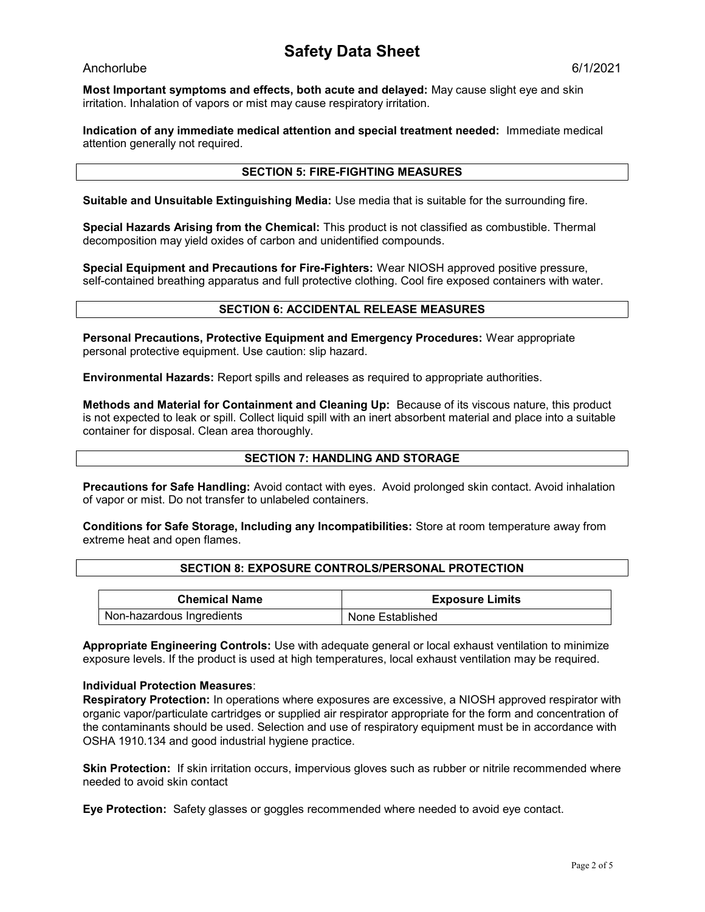**Most Important symptoms and effects, both acute and delayed:** May cause slight eye and skin irritation. Inhalation of vapors or mist may cause respiratory irritation.

**Indication of any immediate medical attention and special treatment needed:** Immediate medical attention generally not required.

## SECTION 5: FIRE-FIGHTING MEASURES

**Suitable and Unsuitable Extinguishing Media:** Use media that is suitable for the surrounding fire.

**Special Hazards Arising from the Chemical:** This product is not classified as combustible. Thermal decomposition may yield oxides of carbon and unidentified compounds.

**Special Equipment and Precautions for Fire-Fighters:** Wear NIOSH approved positive pressure, self-contained breathing apparatus and full protective clothing. Cool fire exposed containers with water.

## SECTION 6: ACCIDENTAL RELEASE MEASURES

**Personal Precautions, Protective Equipment and Emergency Procedures:** Wear appropriate personal protective equipment. Use caution: slip hazard.

**Environmental Hazards:** Report spills and releases as required to appropriate authorities.

**Methods and Material for Containment and Cleaning Up:** Because of its viscous nature, this product is not expected to leak or spill. Collect liquid spill with an inert absorbent material and place into a suitable container for disposal. Clean area thoroughly.

## SECTION 7: HANDLING AND STORAGE

**Precautions for Safe Handling:** Avoid contact with eyes. Avoid prolonged skin contact. Avoid inhalation of vapor or mist. Do not transfer to unlabeled containers.

**Conditions for Safe Storage, Including any Incompatibilities:** Store at room temperature away from extreme heat and open flames.

## SECTION 8: EXPOSURE CONTROLS/PERSONAL PROTECTION

| Chemical Name | Exposure Limits |
|---|---|
| Non-hazardous Ingredients | None Established |

**Appropriate Engineering Controls:** Use with adequate general or local exhaust ventilation to minimize exposure levels. If the product is used at high temperatures, local exhaust ventilation may be required.

**Individual Protection Measures**:

**Respiratory Protection:** In operations where exposures are excessive, a NIOSH approved respirator with organic vapor/particulate cartridges or supplied air respirator appropriate for the form and concentration of the contaminants should be used. Selection and use of respiratory equipment must be in accordance with OSHA 1910.134 and good industrial hygiene practice.

**Skin Protection:** If skin irritation occurs, **i**mpervious gloves such as rubber or nitrile recommended where needed to avoid skin contact

**Eye Protection:** Safety glasses or goggles recommended where needed to avoid eye contact.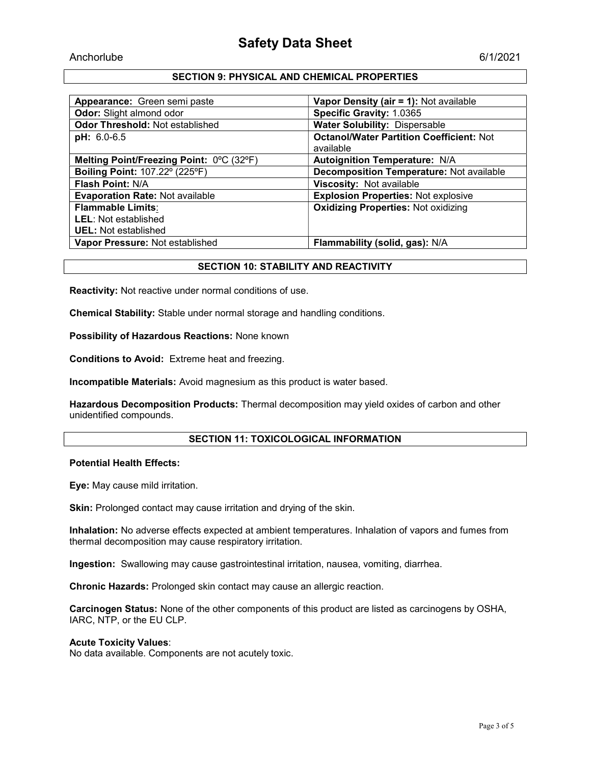# Safety Data Sheet

Anchorlube 6/1/2021

## SECTION 9: PHYSICAL AND CHEMICAL PROPERTIES

| | |
|---|---|
| **Appearance:** Green semi paste | **Vapor Density (air = 1):** Not available |
| **Odor:** Slight almond odor | **Specific Gravity:** 1.0365 |
| **Odor Threshold:** Not established | **Water Solubility:** Dispersable |
| **pH:** 6.0-6.5 | **Octanol/Water Partition Coefficient:** Not available |
| **Melting Point/Freezing Point:** 0ºC (32ºF) | **Autoignition Temperature:** N/A |
| **Boiling Point:** 107.22º (225ºF) | **Decomposition Temperature:** Not available |
| **Flash Point:** N/A | **Viscosity:** Not available |
| **Evaporation Rate:** Not available | **Explosion Properties:** Not explosive |
| **Flammable Limits:**<br>**LEL**: Not established<br>**UEL:** Not established | **Oxidizing Properties:** Not oxidizing |
| **Vapor Pressure:** Not established | **Flammability (solid, gas):** N/A |

## SECTION 10: STABILITY AND REACTIVITY

**Reactivity:** Not reactive under normal conditions of use.

**Chemical Stability:** Stable under normal storage and handling conditions.

**Possibility of Hazardous Reactions:** None known

**Conditions to Avoid:** Extreme heat and freezing.

**Incompatible Materials:** Avoid magnesium as this product is water based.

**Hazardous Decomposition Products:** Thermal decomposition may yield oxides of carbon and other unidentified compounds.

## SECTION 11: TOXICOLOGICAL INFORMATION

**Potential Health Effects:**

**Eye:** May cause mild irritation.

**Skin:** Prolonged contact may cause irritation and drying of the skin.

**Inhalation:** No adverse effects expected at ambient temperatures. Inhalation of vapors and fumes from thermal decomposition may cause respiratory irritation.

**Ingestion:** Swallowing may cause gastrointestinal irritation, nausea, vomiting, diarrhea.

**Chronic Hazards:** Prolonged skin contact may cause an allergic reaction.

**Carcinogen Status:** None of the other components of this product are listed as carcinogens by OSHA, IARC, NTP, or the EU CLP.

**Acute Toxicity Values**:
No data available. Components are not acutely toxic.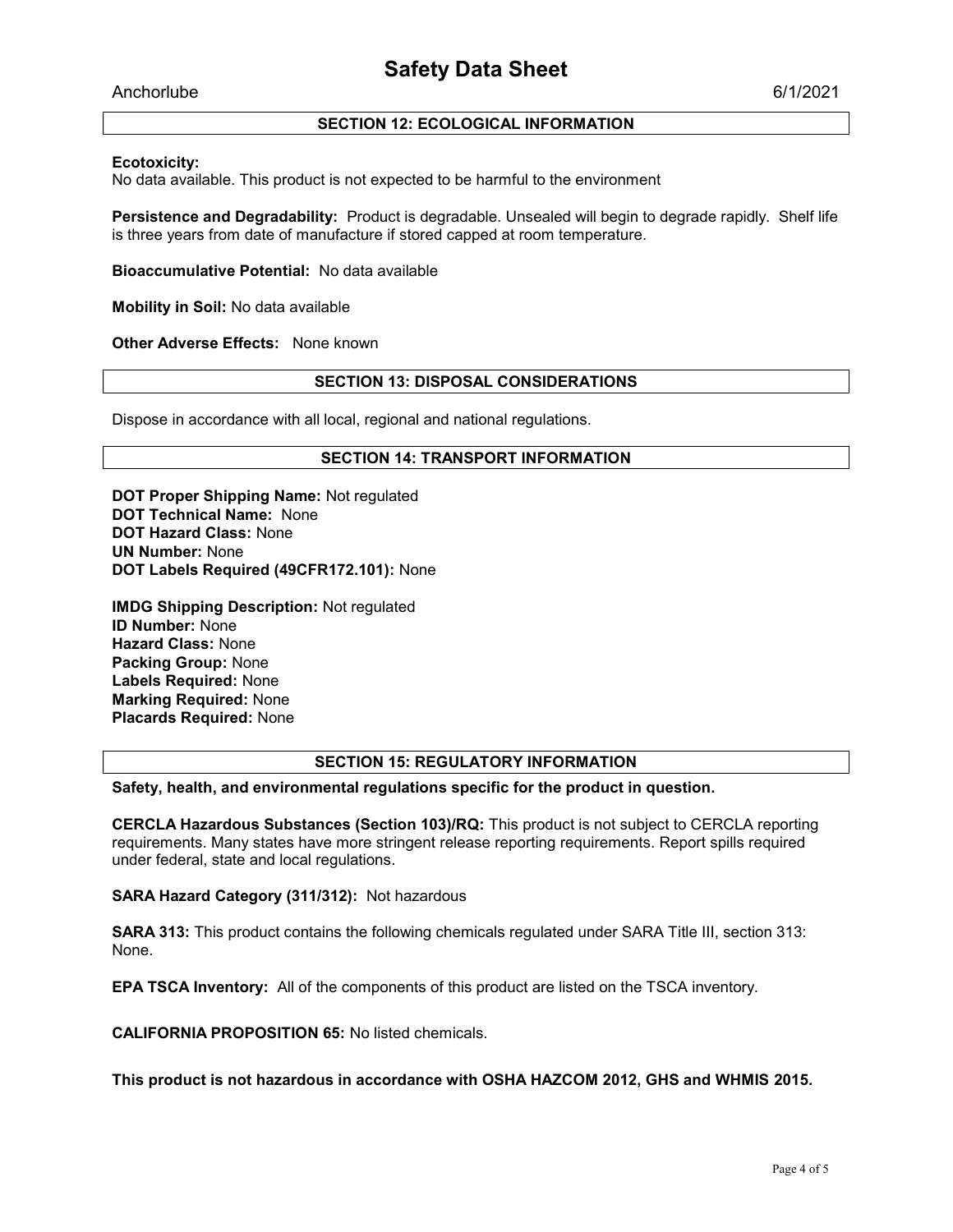## SECTION 12: ECOLOGICAL INFORMATION

**Ecotoxicity:**
No data available. This product is not expected to be harmful to the environment

**Persistence and Degradability:** Product is degradable. Unsealed will begin to degrade rapidly. Shelf life is three years from date of manufacture if stored capped at room temperature.

**Bioaccumulative Potential:** No data available

**Mobility in Soil:** No data available

**Other Adverse Effects:** None known

## SECTION 13: DISPOSAL CONSIDERATIONS

Dispose in accordance with all local, regional and national regulations.

## SECTION 14: TRANSPORT INFORMATION

**DOT Proper Shipping Name:** Not regulated
**DOT Technical Name:** None
**DOT Hazard Class:** None
**UN Number:** None
**DOT Labels Required (49CFR172.101):** None

**IMDG Shipping Description:** Not regulated
**ID Number:** None
**Hazard Class:** None
**Packing Group:** None
**Labels Required:** None
**Marking Required:** None
**Placards Required:** None

## SECTION 15: REGULATORY INFORMATION

**Safety, health, and environmental regulations specific for the product in question.**

**CERCLA Hazardous Substances (Section 103)/RQ:** This product is not subject to CERCLA reporting requirements. Many states have more stringent release reporting requirements. Report spills required under federal, state and local regulations.

**SARA Hazard Category (311/312):** Not hazardous

**SARA 313:** This product contains the following chemicals regulated under SARA Title III, section 313: None.

**EPA TSCA Inventory:** All of the components of this product are listed on the TSCA inventory.

**CALIFORNIA PROPOSITION 65:** No listed chemicals.

**This product is not hazardous in accordance with OSHA HAZCOM 2012, GHS and WHMIS 2015.**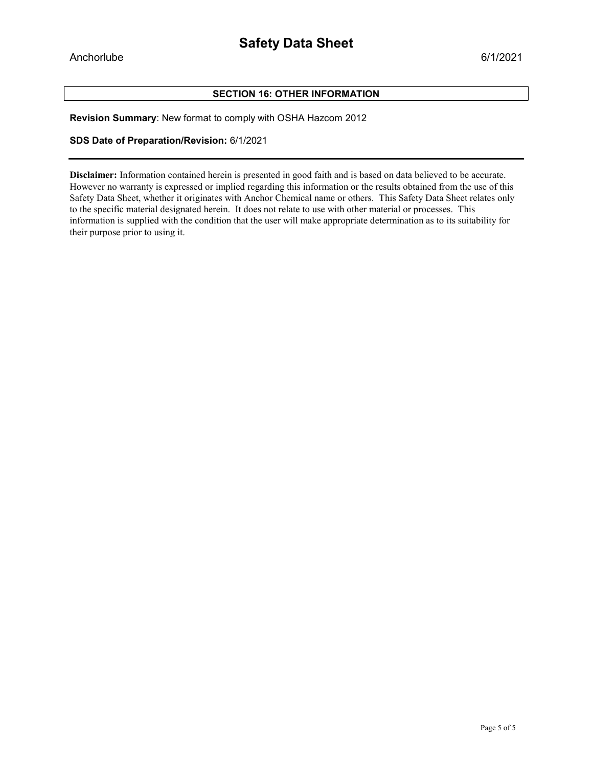## SECTION 16: OTHER INFORMATION

**Revision Summary**: New format to comply with OSHA Hazcom 2012

**SDS Date of Preparation/Revision:** 6/1/2021

---

**Disclaimer:** Information contained herein is presented in good faith and is based on data believed to be accurate. However no warranty is expressed or implied regarding this information or the results obtained from the use of this Safety Data Sheet, whether it originates with Anchor Chemical name or others. This Safety Data Sheet relates only to the specific material designated herein. It does not relate to use with other material or processes. This information is supplied with the condition that the user will make appropriate determination as to its suitability for their purpose prior to using it.